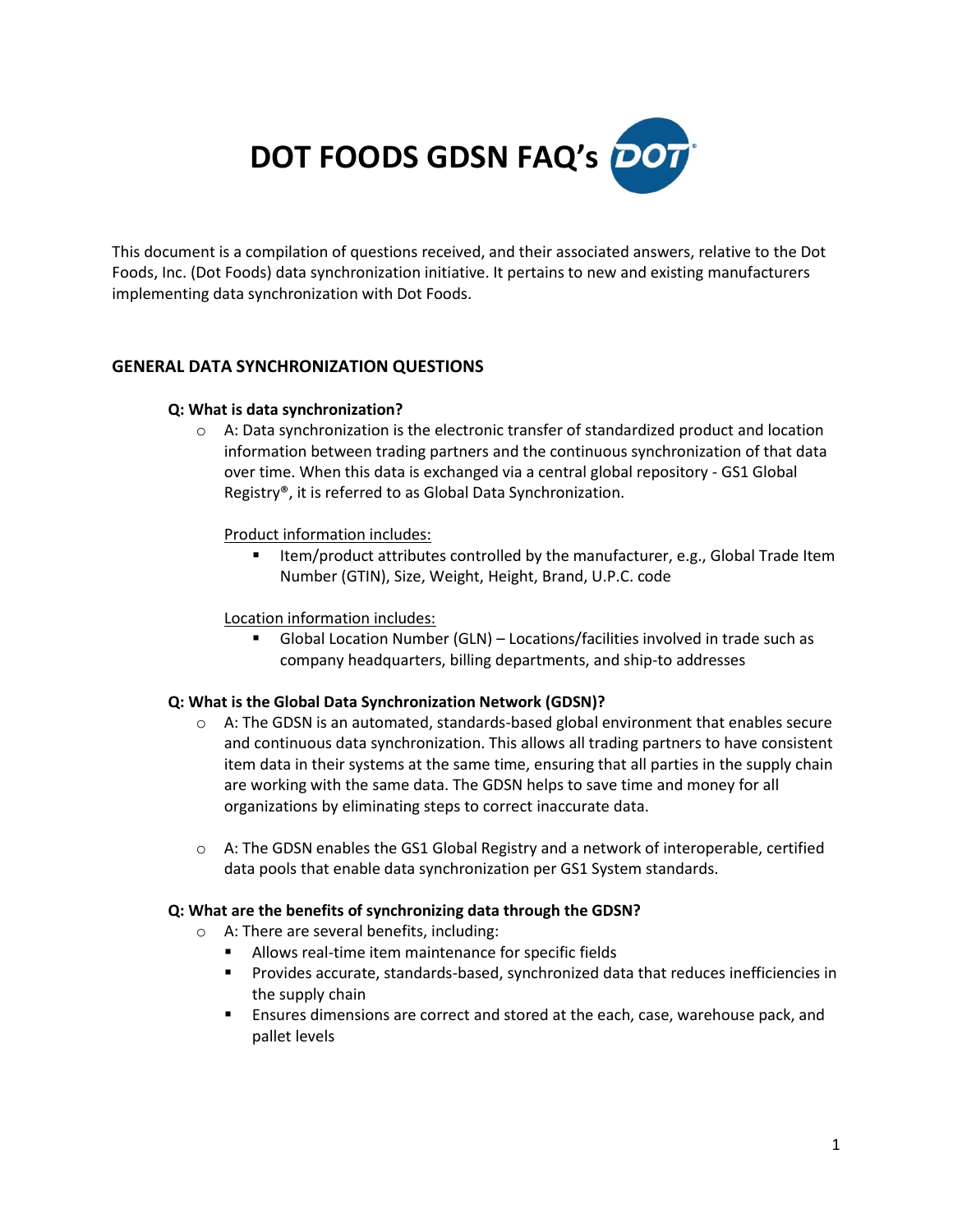# DOT FOODS GDSN FAQ's

This document is a compilation of questions received, and their associated answers, relative to the Dot Foods, Inc. (Dot Foods) data synchronization initiative. It pertains to new and existing manufacturers implementing data synchronization with Dot Foods.

## GENERAL DATA SYNCHRONIZATION QUESTIONS

**Q: What is data synchronization?**

- A: Data synchronization is the electronic transfer of standardized product and location information between trading partners and the continuous synchronization of that data over time. When this data is exchanged via a central global repository - GS1 Global Registry®, it is referred to as Global Data Synchronization.

  Product information includes:
  - Item/product attributes controlled by the manufacturer, e.g., Global Trade Item Number (GTIN), Size, Weight, Height, Brand, U.P.C. code

  Location information includes:
  - Global Location Number (GLN) – Locations/facilities involved in trade such as company headquarters, billing departments, and ship-to addresses

**Q: What is the Global Data Synchronization Network (GDSN)?**

- A: The GDSN is an automated, standards-based global environment that enables secure and continuous data synchronization. This allows all trading partners to have consistent item data in their systems at the same time, ensuring that all parties in the supply chain are working with the same data. The GDSN helps to save time and money for all organizations by eliminating steps to correct inaccurate data.
- A: The GDSN enables the GS1 Global Registry and a network of interoperable, certified data pools that enable data synchronization per GS1 System standards.

**Q: What are the benefits of synchronizing data through the GDSN?**

- A: There are several benefits, including:
  - Allows real-time item maintenance for specific fields
  - Provides accurate, standards-based, synchronized data that reduces inefficiencies in the supply chain
  - Ensures dimensions are correct and stored at the each, case, warehouse pack, and pallet levels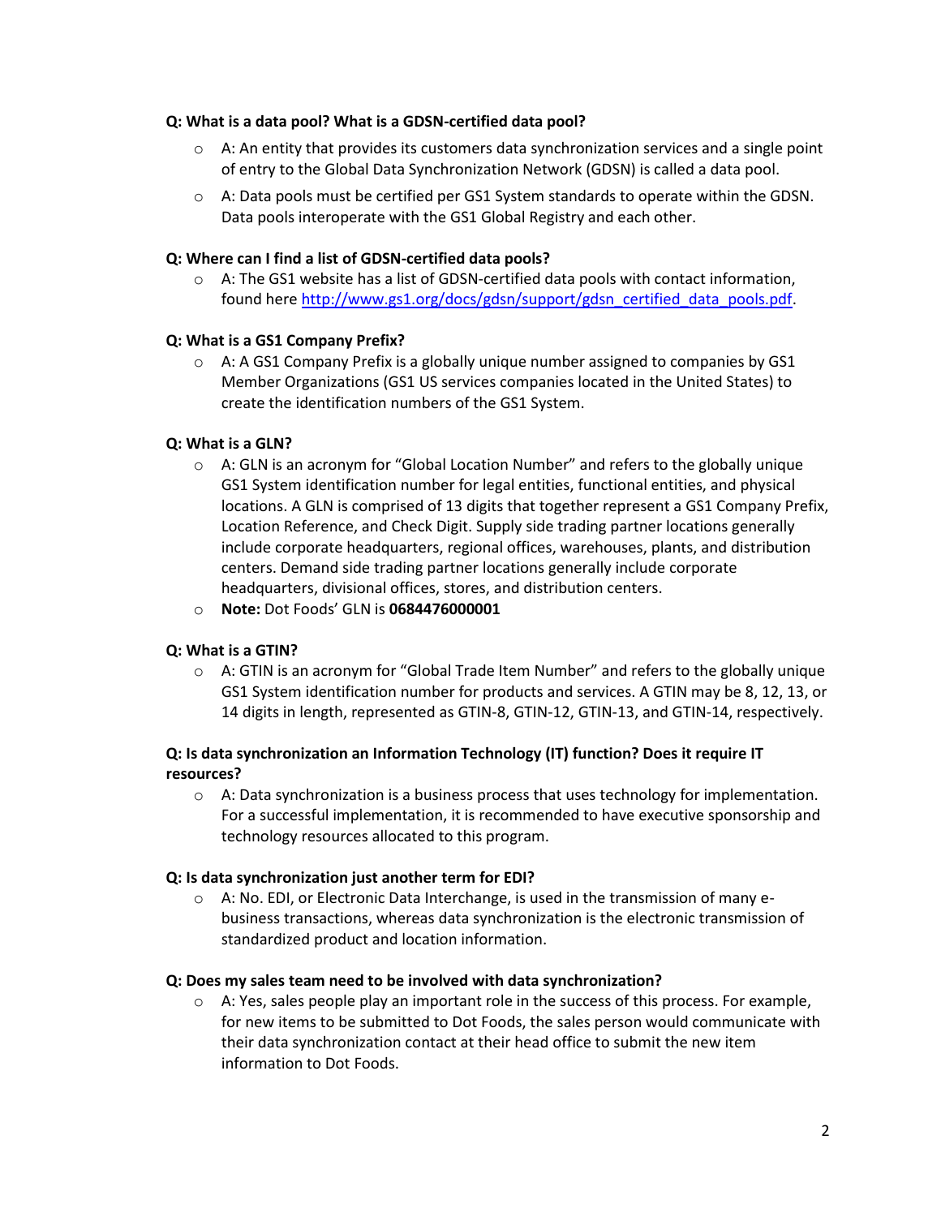**Q: What is a data pool? What is a GDSN-certified data pool?**

- A: An entity that provides its customers data synchronization services and a single point of entry to the Global Data Synchronization Network (GDSN) is called a data pool.
- A: Data pools must be certified per GS1 System standards to operate within the GDSN. Data pools interoperate with the GS1 Global Registry and each other.

**Q: Where can I find a list of GDSN-certified data pools?**

- A: The GS1 website has a list of GDSN-certified data pools with contact information, found here [http://www.gs1.org/docs/gdsn/support/gdsn_certified_data_pools.pdf](http://www.gs1.org/docs/gdsn/support/gdsn_certified_data_pools.pdf).

**Q: What is a GS1 Company Prefix?**

- A: A GS1 Company Prefix is a globally unique number assigned to companies by GS1 Member Organizations (GS1 US services companies located in the United States) to create the identification numbers of the GS1 System.

**Q: What is a GLN?**

- A: GLN is an acronym for "Global Location Number" and refers to the globally unique GS1 System identification number for legal entities, functional entities, and physical locations. A GLN is comprised of 13 digits that together represent a GS1 Company Prefix, Location Reference, and Check Digit. Supply side trading partner locations generally include corporate headquarters, regional offices, warehouses, plants, and distribution centers. Demand side trading partner locations generally include corporate headquarters, divisional offices, stores, and distribution centers.
- **Note:** Dot Foods' GLN is **0684476000001**

**Q: What is a GTIN?**

- A: GTIN is an acronym for "Global Trade Item Number" and refers to the globally unique GS1 System identification number for products and services. A GTIN may be 8, 12, 13, or 14 digits in length, represented as GTIN-8, GTIN-12, GTIN-13, and GTIN-14, respectively.

**Q: Is data synchronization an Information Technology (IT) function? Does it require IT resources?**

- A: Data synchronization is a business process that uses technology for implementation. For a successful implementation, it is recommended to have executive sponsorship and technology resources allocated to this program.

**Q: Is data synchronization just another term for EDI?**

- A: No. EDI, or Electronic Data Interchange, is used in the transmission of many e-business transactions, whereas data synchronization is the electronic transmission of standardized product and location information.

**Q: Does my sales team need to be involved with data synchronization?**

- A: Yes, sales people play an important role in the success of this process. For example, for new items to be submitted to Dot Foods, the sales person would communicate with their data synchronization contact at their head office to submit the new item information to Dot Foods.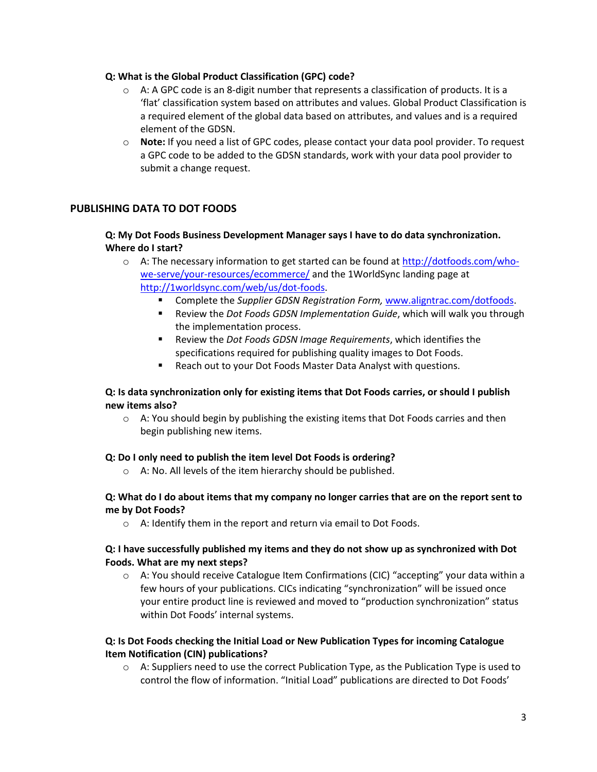**Q: What is the Global Product Classification (GPC) code?**

- A: A GPC code is an 8-digit number that represents a classification of products. It is a 'flat' classification system based on attributes and values. Global Product Classification is a required element of the global data based on attributes, and values and is a required element of the GDSN.
- **Note:** If you need a list of GPC codes, please contact your data pool provider. To request a GPC code to be added to the GDSN standards, work with your data pool provider to submit a change request.

## PUBLISHING DATA TO DOT FOODS

**Q: My Dot Foods Business Development Manager says I have to do data synchronization. Where do I start?**

- A: The necessary information to get started can be found at [http://dotfoods.com/who-we-serve/your-resources/ecommerce/](http://dotfoods.com/who-we-serve/your-resources/ecommerce/) and the 1WorldSync landing page at [http://1worldsync.com/web/us/dot-foods](http://1worldsync.com/web/us/dot-foods).
  - Complete the *Supplier GDSN Registration Form,* [www.aligntrac.com/dotfoods](www.aligntrac.com/dotfoods).
  - Review the *Dot Foods GDSN Implementation Guide*, which will walk you through the implementation process.
  - Review the *Dot Foods GDSN Image Requirements*, which identifies the specifications required for publishing quality images to Dot Foods.
  - Reach out to your Dot Foods Master Data Analyst with questions.

**Q: Is data synchronization only for existing items that Dot Foods carries, or should I publish new items also?**

- A: You should begin by publishing the existing items that Dot Foods carries and then begin publishing new items.

**Q: Do I only need to publish the item level Dot Foods is ordering?**

- A: No. All levels of the item hierarchy should be published.

**Q: What do I do about items that my company no longer carries that are on the report sent to me by Dot Foods?**

- A: Identify them in the report and return via email to Dot Foods.

**Q: I have successfully published my items and they do not show up as synchronized with Dot Foods. What are my next steps?**

- A: You should receive Catalogue Item Confirmations (CIC) "accepting" your data within a few hours of your publications. CICs indicating "synchronization" will be issued once your entire product line is reviewed and moved to "production synchronization" status within Dot Foods' internal systems.

**Q: Is Dot Foods checking the Initial Load or New Publication Types for incoming Catalogue Item Notification (CIN) publications?**

- A: Suppliers need to use the correct Publication Type, as the Publication Type is used to control the flow of information. "Initial Load" publications are directed to Dot Foods'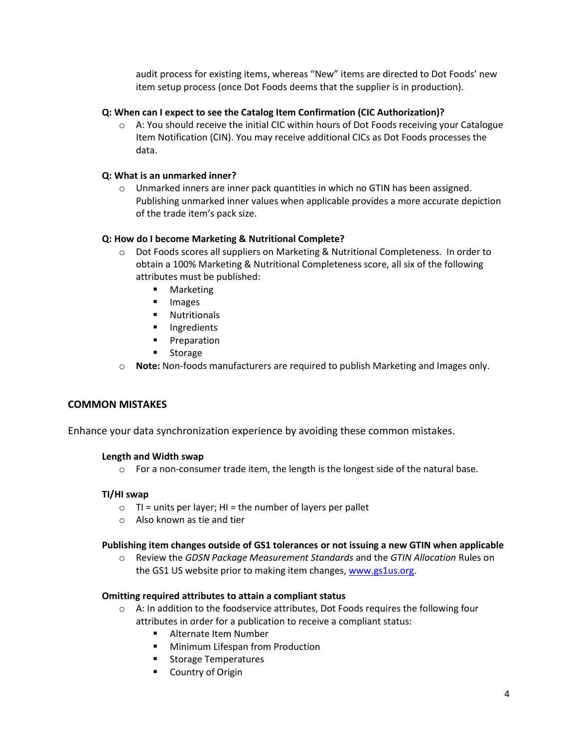audit process for existing items, whereas "New" items are directed to Dot Foods' new item setup process (once Dot Foods deems that the supplier is in production).

**Q: When can I expect to see the Catalog Item Confirmation (CIC Authorization)?**

- A: You should receive the initial CIC within hours of Dot Foods receiving your Catalogue Item Notification (CIN). You may receive additional CICs as Dot Foods processes the data.

**Q: What is an unmarked inner?**

- Unmarked inners are inner pack quantities in which no GTIN has been assigned. Publishing unmarked inner values when applicable provides a more accurate depiction of the trade item's pack size.

**Q: How do I become Marketing & Nutritional Complete?**

- Dot Foods scores all suppliers on Marketing & Nutritional Completeness. In order to obtain a 100% Marketing & Nutritional Completeness score, all six of the following attributes must be published:
  - Marketing
  - Images
  - Nutritionals
  - Ingredients
  - Preparation
  - Storage
- **Note:** Non-foods manufacturers are required to publish Marketing and Images only.

## COMMON MISTAKES

Enhance your data synchronization experience by avoiding these common mistakes.

**Length and Width swap**

- For a non-consumer trade item, the length is the longest side of the natural base.

**TI/HI swap**

- TI = units per layer; HI = the number of layers per pallet
- Also known as tie and tier

**Publishing item changes outside of GS1 tolerances or not issuing a new GTIN when applicable**

- Review the *GDSN Package Measurement Standards* and the *GTIN Allocation* Rules on the GS1 US website prior to making item changes, [www.gs1us.org](http://www.gs1us.org).

**Omitting required attributes to attain a compliant status**

- A: In addition to the foodservice attributes, Dot Foods requires the following four attributes in order for a publication to receive a compliant status:
  - Alternate Item Number
  - Minimum Lifespan from Production
  - Storage Temperatures
  - Country of Origin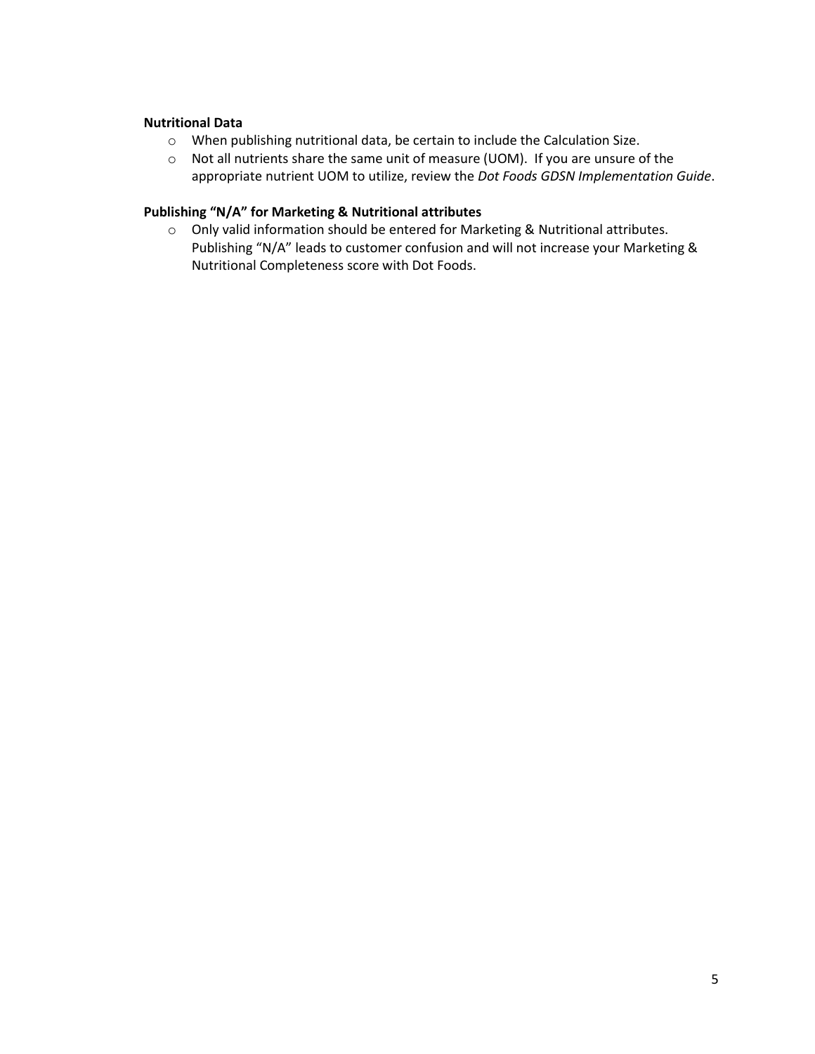**Nutritional Data**

- When publishing nutritional data, be certain to include the Calculation Size.
- Not all nutrients share the same unit of measure (UOM). If you are unsure of the appropriate nutrient UOM to utilize, review the *Dot Foods GDSN Implementation Guide*.

**Publishing "N/A" for Marketing & Nutritional attributes**

- Only valid information should be entered for Marketing & Nutritional attributes. Publishing "N/A" leads to customer confusion and will not increase your Marketing & Nutritional Completeness score with Dot Foods.